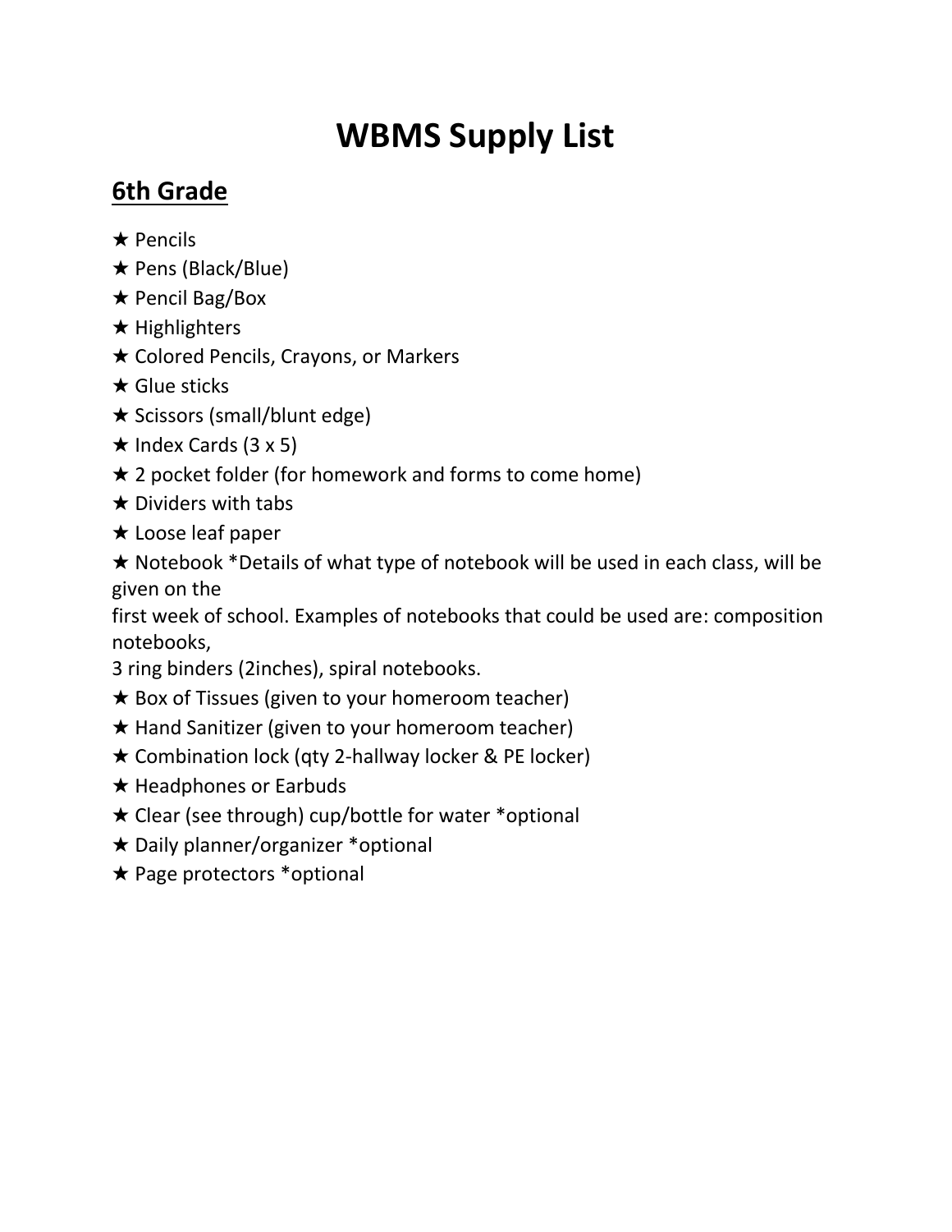# WBMS Supply List

## 6th Grade

★ Pencils
★ Pens (Black/Blue)
★ Pencil Bag/Box
★ Highlighters
★ Colored Pencils, Crayons, or Markers
★ Glue sticks
★ Scissors (small/blunt edge)
★ Index Cards (3 x 5)
★ 2 pocket folder (for homework and forms to come home)
★ Dividers with tabs
★ Loose leaf paper
★ Notebook *Details of what type of notebook will be used in each class, will be given on the first week of school. Examples of notebooks that could be used are: composition notebooks, 3 ring binders (2inches), spiral notebooks.
★ Box of Tissues (given to your homeroom teacher)
★ Hand Sanitizer (given to your homeroom teacher)
★ Combination lock (qty 2-hallway locker & PE locker)
★ Headphones or Earbuds
★ Clear (see through) cup/bottle for water *optional
★ Daily planner/organizer *optional
★ Page protectors *optional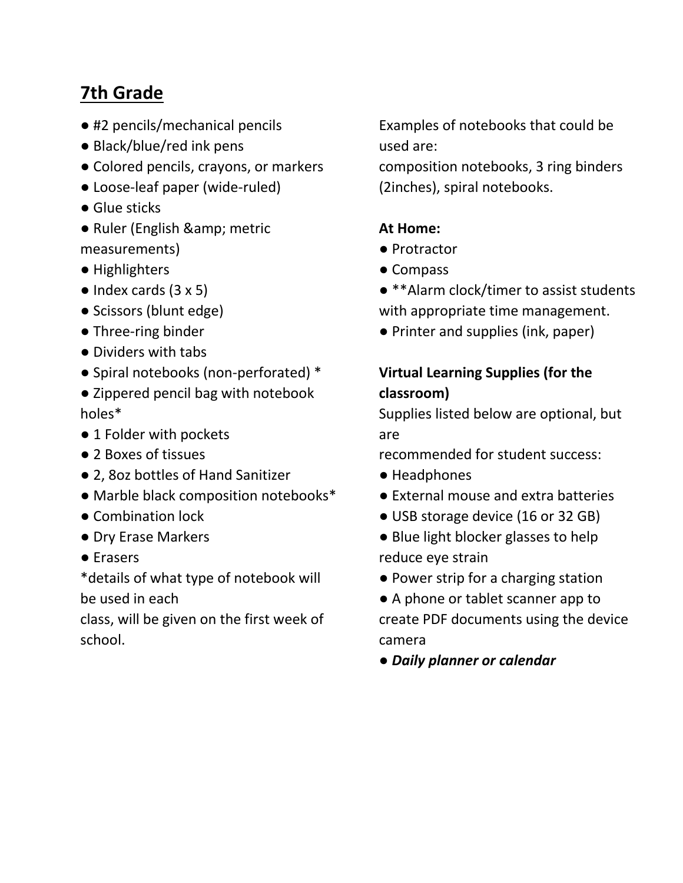## 7th Grade

- #2 pencils/mechanical pencils
- Black/blue/red ink pens
- Colored pencils, crayons, or markers
- Loose-leaf paper (wide-ruled)
- Glue sticks
- Ruler (English &amp; metric measurements)
- Highlighters
- Index cards (3 x 5)
- Scissors (blunt edge)
- Three-ring binder
- Dividers with tabs
- Spiral notebooks (non-perforated) *
- Zippered pencil bag with notebook holes*
- 1 Folder with pockets
- 2 Boxes of tissues
- 2, 8oz bottles of Hand Sanitizer
- Marble black composition notebooks*
- Combination lock
- Dry Erase Markers
- Erasers

*details of what type of notebook will be used in each class, will be given on the first week of school.

Examples of notebooks that could be used are:
composition notebooks, 3 ring binders (2inches), spiral notebooks.

**At Home:**

- Protractor
- Compass
- **Alarm clock/timer to assist students with appropriate time management.
- Printer and supplies (ink, paper)

**Virtual Learning Supplies (for the classroom)**

Supplies listed below are optional, but are recommended for student success:

- Headphones
- External mouse and extra batteries
- USB storage device (16 or 32 GB)
- Blue light blocker glasses to help reduce eye strain
- Power strip for a charging station
- A phone or tablet scanner app to create PDF documents using the device camera
- ***Daily planner or calendar***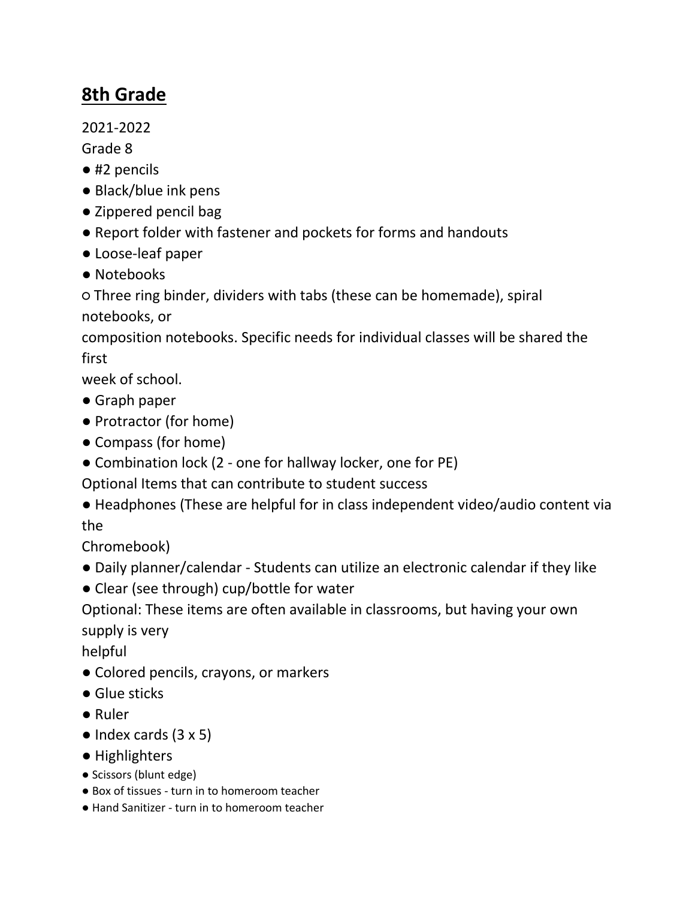## **8th Grade**

2021-2022

Grade 8

- #2 pencils
- Black/blue ink pens
- Zippered pencil bag
- Report folder with fastener and pockets for forms and handouts
- Loose-leaf paper
- Notebooks
  - Three ring binder, dividers with tabs (these can be homemade), spiral notebooks, or composition notebooks. Specific needs for individual classes will be shared the first week of school.
- Graph paper
- Protractor (for home)
- Compass (for home)
- Combination lock (2 - one for hallway locker, one for PE)

Optional Items that can contribute to student success

- Headphones (These are helpful for in class independent video/audio content via the Chromebook)
- Daily planner/calendar - Students can utilize an electronic calendar if they like
- Clear (see through) cup/bottle for water

Optional: These items are often available in classrooms, but having your own supply is very helpful

- Colored pencils, crayons, or markers
- Glue sticks
- Ruler
- Index cards (3 x 5)
- Highlighters
- Scissors (blunt edge)
- Box of tissues - turn in to homeroom teacher
- Hand Sanitizer - turn in to homeroom teacher